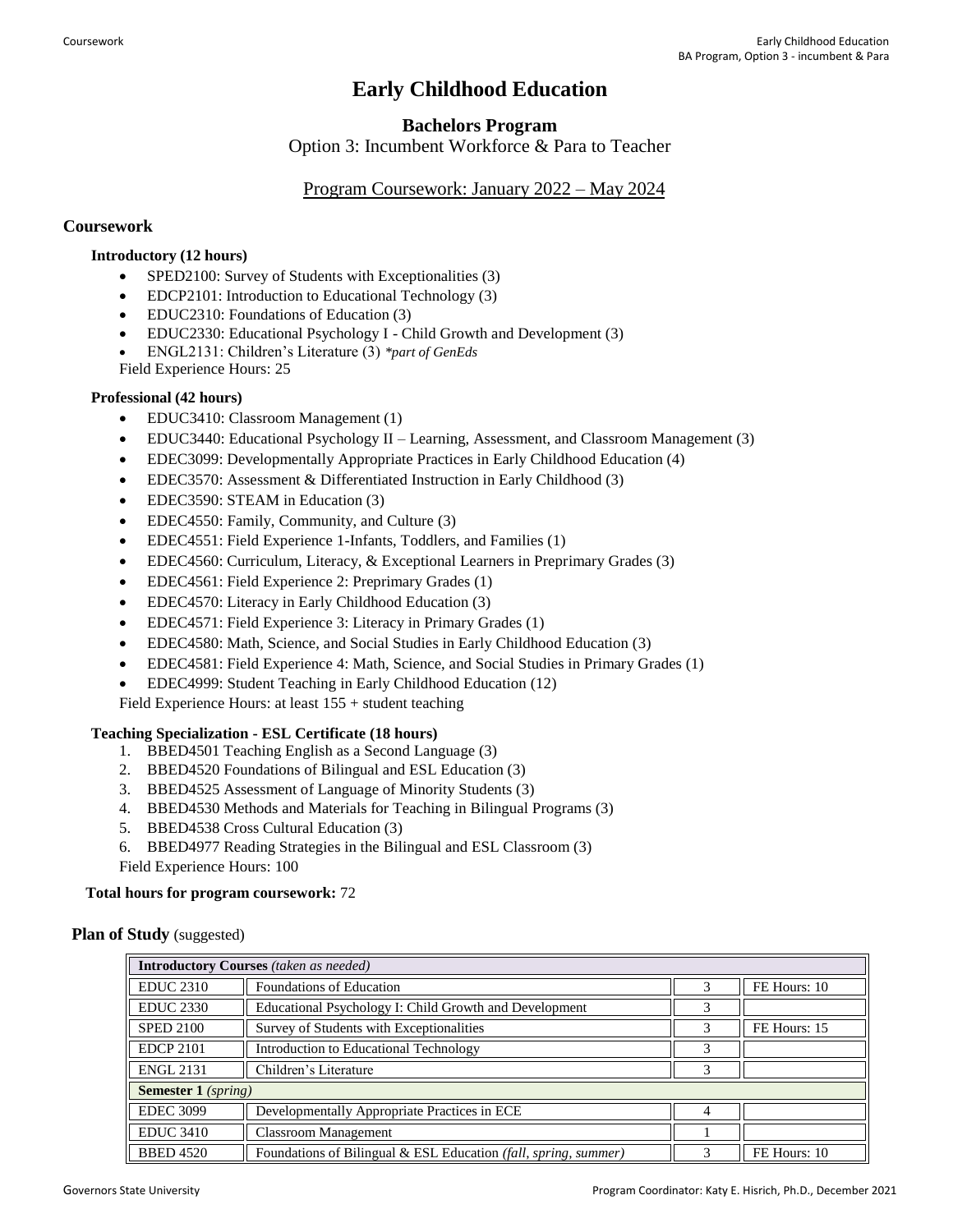# Early Childhood Education

## Bachelors Program

Option 3: Incumbent Workforce & Para to Teacher

Program Coursework: January 2022 – May 2024

### Coursework

**Introductory (12 hours)**

- SPED2100: Survey of Students with Exceptionalities (3)
- EDCP2101: Introduction to Educational Technology (3)
- EDUC2310: Foundations of Education (3)
- EDUC2330: Educational Psychology I - Child Growth and Development (3)
- ENGL2131: Children's Literature (3) *\*part of GenEds*

Field Experience Hours: 25

**Professional (42 hours)**

- EDUC3410: Classroom Management (1)
- EDUC3440: Educational Psychology II – Learning, Assessment, and Classroom Management (3)
- EDEC3099: Developmentally Appropriate Practices in Early Childhood Education (4)
- EDEC3570: Assessment & Differentiated Instruction in Early Childhood (3)
- EDEC3590: STEAM in Education (3)
- EDEC4550: Family, Community, and Culture (3)
- EDEC4551: Field Experience 1-Infants, Toddlers, and Families (1)
- EDEC4560: Curriculum, Literacy, & Exceptional Learners in Preprimary Grades (3)
- EDEC4561: Field Experience 2: Preprimary Grades (1)
- EDEC4570: Literacy in Early Childhood Education (3)
- EDEC4571: Field Experience 3: Literacy in Primary Grades (1)
- EDEC4580: Math, Science, and Social Studies in Early Childhood Education (3)
- EDEC4581: Field Experience 4: Math, Science, and Social Studies in Primary Grades (1)
- EDEC4999: Student Teaching in Early Childhood Education (12)

Field Experience Hours: at least 155 + student teaching

**Teaching Specialization - ESL Certificate (18 hours)**

1. BBED4501 Teaching English as a Second Language (3)
2. BBED4520 Foundations of Bilingual and ESL Education (3)
3. BBED4525 Assessment of Language of Minority Students (3)
4. BBED4530 Methods and Materials for Teaching in Bilingual Programs (3)
5. BBED4538 Cross Cultural Education (3)
6. BBED4977 Reading Strategies in the Bilingual and ESL Classroom (3)

Field Experience Hours: 100

**Total hours for program coursework:** 72

### Plan of Study (suggested)

| **Introductory Courses** *(taken as needed)* | | | |
|---|---|---|---|
| EDUC 2310 | Foundations of Education | 3 | FE Hours: 10 |
| EDUC 2330 | Educational Psychology I: Child Growth and Development | 3 | |
| SPED 2100 | Survey of Students with Exceptionalities | 3 | FE Hours: 15 |
| EDCP 2101 | Introduction to Educational Technology | 3 | |
| ENGL 2131 | Children's Literature | 3 | |
| **Semester 1** *(spring)* | | | |
| EDEC 3099 | Developmentally Appropriate Practices in ECE | 4 | |
| EDUC 3410 | Classroom Management | 1 | |
| BBED 4520 | Foundations of Bilingual & ESL Education *(fall, spring, summer)* | 3 | FE Hours: 10 |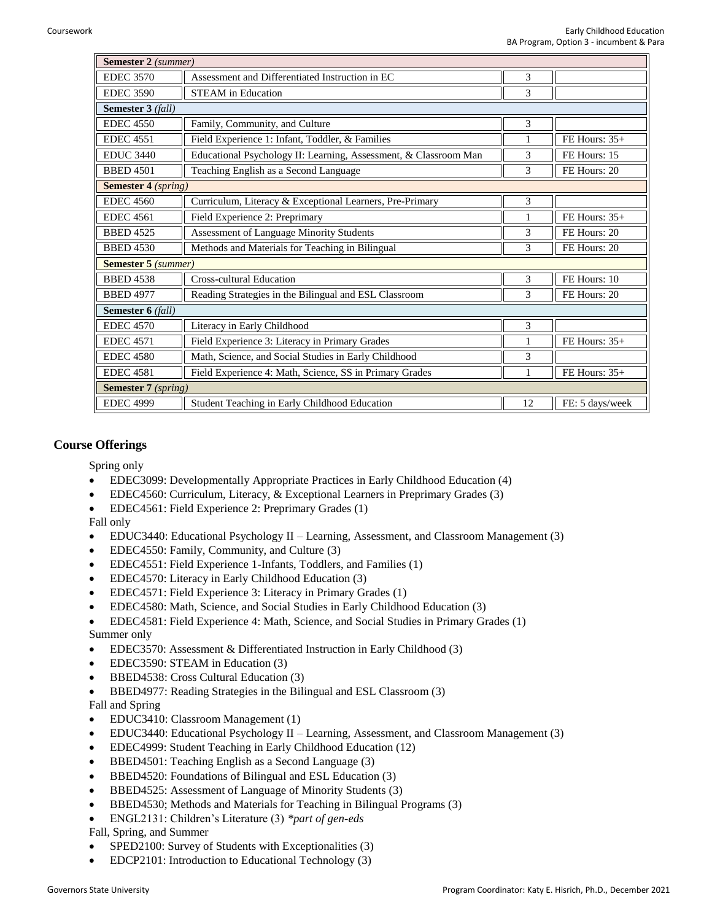| Semester 2 *(summer)* | | | |
|---|---|---|---|
| EDEC 3570 | Assessment and Differentiated Instruction in EC | 3 | |
| EDEC 3590 | STEAM in Education | 3 | |
| **Semester 3** *(fall)* | | | |
| EDEC 4550 | Family, Community, and Culture | 3 | |
| EDEC 4551 | Field Experience 1: Infant, Toddler, & Families | 1 | FE Hours: 35+ |
| EDUC 3440 | Educational Psychology II: Learning, Assessment, & Classroom Man | 3 | FE Hours: 15 |
| BBED 4501 | Teaching English as a Second Language | 3 | FE Hours: 20 |
| **Semester 4** *(spring)* | | | |
| EDEC 4560 | Curriculum, Literacy & Exceptional Learners, Pre-Primary | 3 | |
| EDEC 4561 | Field Experience 2: Preprimary | 1 | FE Hours: 35+ |
| BBED 4525 | Assessment of Language Minority Students | 3 | FE Hours: 20 |
| BBED 4530 | Methods and Materials for Teaching in Bilingual | 3 | FE Hours: 20 |
| **Semester 5** *(summer)* | | | |
| BBED 4538 | Cross-cultural Education | 3 | FE Hours: 10 |
| BBED 4977 | Reading Strategies in the Bilingual and ESL Classroom | 3 | FE Hours: 20 |
| **Semester 6** *(fall)* | | | |
| EDEC 4570 | Literacy in Early Childhood | 3 | |
| EDEC 4571 | Field Experience 3: Literacy in Primary Grades | 1 | FE Hours: 35+ |
| EDEC 4580 | Math, Science, and Social Studies in Early Childhood | 3 | |
| EDEC 4581 | Field Experience 4: Math, Science, SS in Primary Grades | 1 | FE Hours: 35+ |
| **Semester 7** *(spring)* | | | |
| EDEC 4999 | Student Teaching in Early Childhood Education | 12 | FE: 5 days/week |

## Course Offerings

Spring only

- EDEC3099: Developmentally Appropriate Practices in Early Childhood Education (4)
- EDEC4560: Curriculum, Literacy, & Exceptional Learners in Preprimary Grades (3)
- EDEC4561: Field Experience 2: Preprimary Grades (1)

Fall only

- EDUC3440: Educational Psychology II – Learning, Assessment, and Classroom Management (3)
- EDEC4550: Family, Community, and Culture (3)
- EDEC4551: Field Experience 1-Infants, Toddlers, and Families (1)
- EDEC4570: Literacy in Early Childhood Education (3)
- EDEC4571: Field Experience 3: Literacy in Primary Grades (1)
- EDEC4580: Math, Science, and Social Studies in Early Childhood Education (3)
- EDEC4581: Field Experience 4: Math, Science, and Social Studies in Primary Grades (1)

Summer only

- EDEC3570: Assessment & Differentiated Instruction in Early Childhood (3)
- EDEC3590: STEAM in Education (3)
- BBED4538: Cross Cultural Education (3)
- BBED4977: Reading Strategies in the Bilingual and ESL Classroom (3)

Fall and Spring

- EDUC3410: Classroom Management (1)
- EDUC3440: Educational Psychology II – Learning, Assessment, and Classroom Management (3)
- EDEC4999: Student Teaching in Early Childhood Education (12)
- BBED4501: Teaching English as a Second Language (3)
- BBED4520: Foundations of Bilingual and ESL Education (3)
- BBED4525: Assessment of Language of Minority Students (3)
- BBED4530; Methods and Materials for Teaching in Bilingual Programs (3)
- ENGL2131: Children's Literature (3) *\*part of gen-eds*

Fall, Spring, and Summer

- SPED2100: Survey of Students with Exceptionalities (3)
- EDCP2101: Introduction to Educational Technology (3)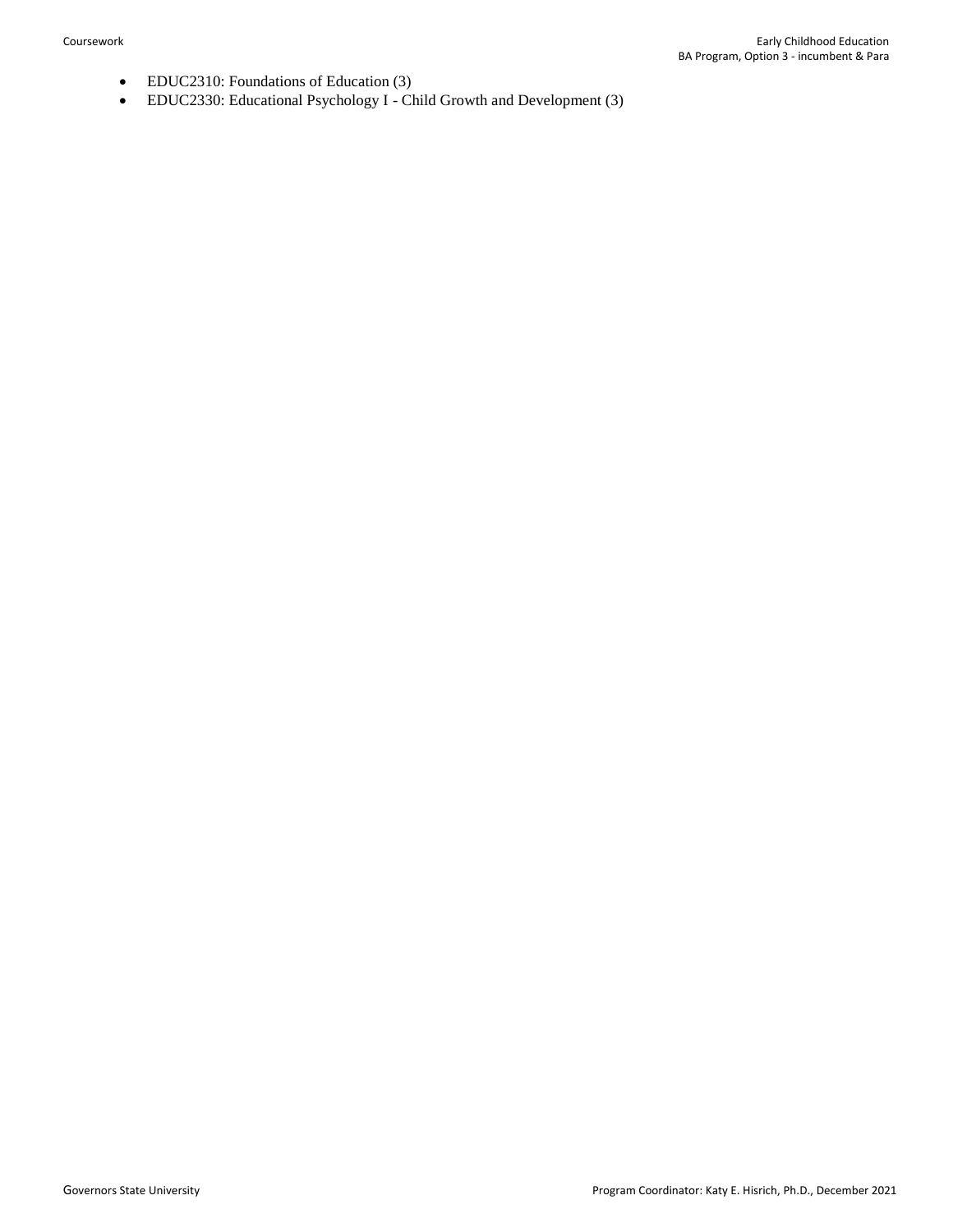- EDUC2310: Foundations of Education (3)
- EDUC2330: Educational Psychology I - Child Growth and Development (3)